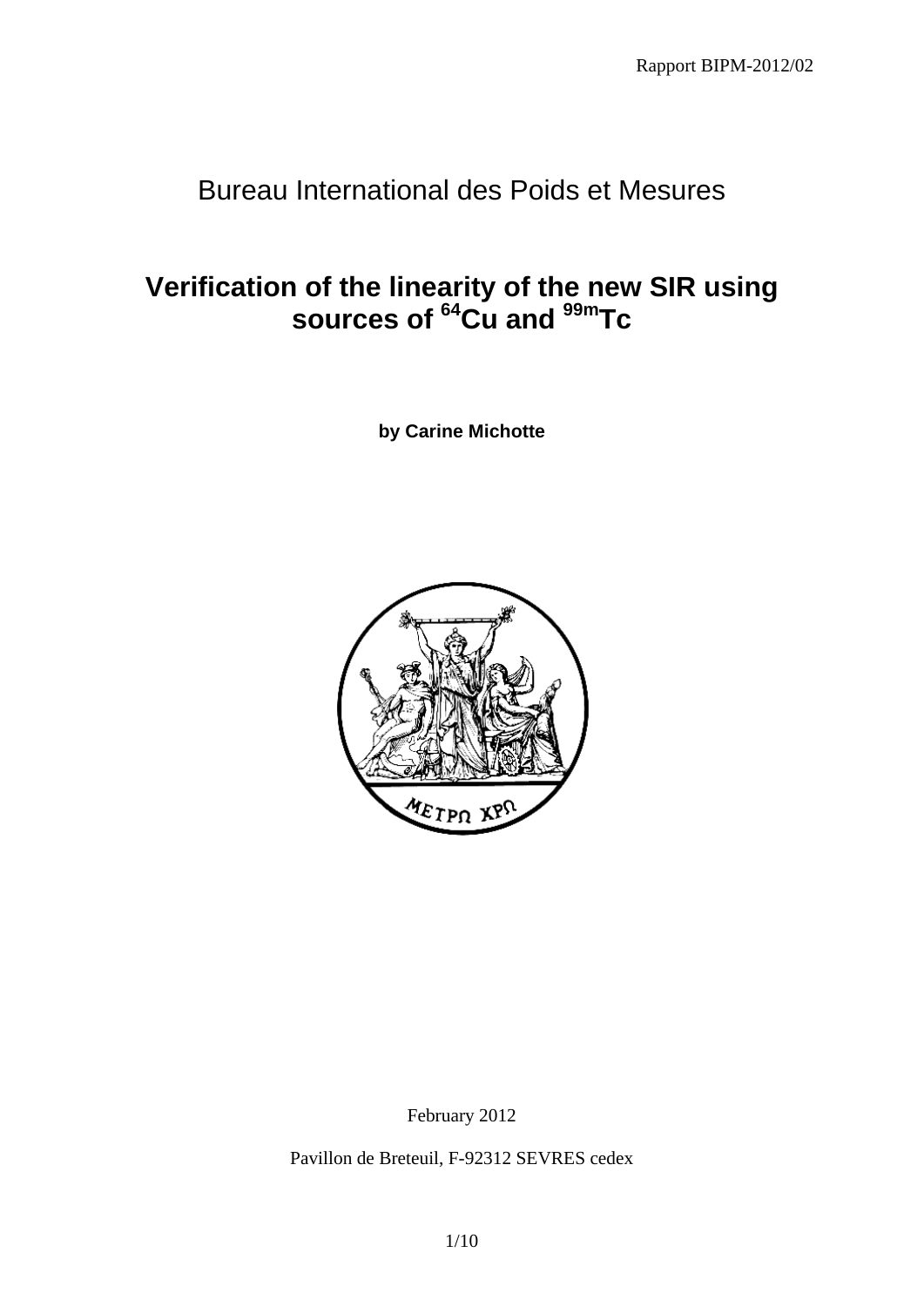Rapport BIPM-2012/02

Bureau International des Poids et Mesures

# Verification of the linearity of the new SIR using sources of $^{64}$Cu and $^{99m}$Tc

**by Carine Michotte**

February 2012

Pavillon de Breteuil, F-92312 SEVRES cedex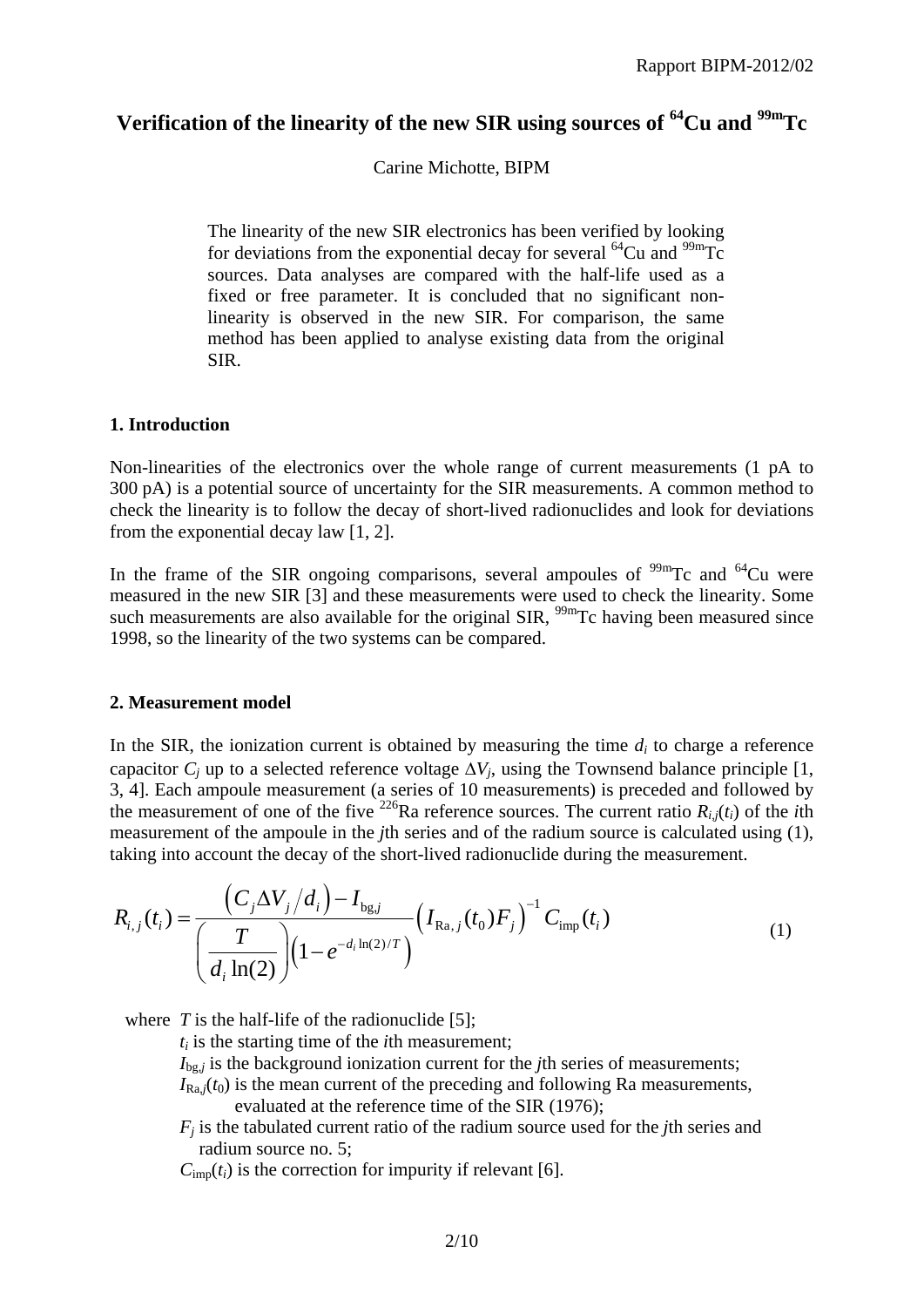# Verification of the linearity of the new SIR using sources of $^{64}$Cu and $^{99m}$Tc

Carine Michotte, BIPM

> The linearity of the new SIR electronics has been verified by looking for deviations from the exponential decay for several $^{64}$Cu and $^{99m}$Tc sources. Data analyses are compared with the half-life used as a fixed or free parameter. It is concluded that no significant non-linearity is observed in the new SIR. For comparison, the same method has been applied to analyse existing data from the original SIR.

## 1. Introduction

Non-linearities of the electronics over the whole range of current measurements (1 pA to 300 pA) is a potential source of uncertainty for the SIR measurements. A common method to check the linearity is to follow the decay of short-lived radionuclides and look for deviations from the exponential decay law [1, 2].

In the frame of the SIR ongoing comparisons, several ampoules of $^{99m}$Tc and $^{64}$Cu were measured in the new SIR [3] and these measurements were used to check the linearity. Some such measurements are also available for the original SIR, $^{99m}$Tc having been measured since 1998, so the linearity of the two systems can be compared.

## 2. Measurement model

In the SIR, the ionization current is obtained by measuring the time $d_i$ to charge a reference capacitor $C_j$ up to a selected reference voltage $\Delta V_j$, using the Townsend balance principle [1, 3, 4]. Each ampoule measurement (a series of 10 measurements) is preceded and followed by the measurement of one of the five $^{226}$Ra reference sources. The current ratio $R_{i,j}(t_i)$ of the $i$th measurement of the ampoule in the $j$th series and of the radium source is calculated using (1), taking into account the decay of the short-lived radionuclide during the measurement.

$$R_{i,j}(t_i) = \frac{\left(C_j \Delta V_j / d_i\right) - I_{\mathrm{bg},j}}{\left(\dfrac{T}{d_i \ln(2)}\right)\left(1 - e^{-d_i \ln(2)/T}\right)} \left(I_{\mathrm{Ra},j}(t_0) F_j\right)^{-1} C_{\mathrm{imp}}(t_i) \tag{1}$$

where $T$ is the half-life of the radionuclide [5];

$t_i$ is the starting time of the $i$th measurement;

$I_{\mathrm{bg},j}$ is the background ionization current for the $j$th series of measurements;

$I_{\mathrm{Ra},j}(t_0)$ is the mean current of the preceding and following Ra measurements, evaluated at the reference time of the SIR (1976);

$F_j$ is the tabulated current ratio of the radium source used for the $j$th series and radium source no. 5;

$C_{\mathrm{imp}}(t_i)$ is the correction for impurity if relevant [6].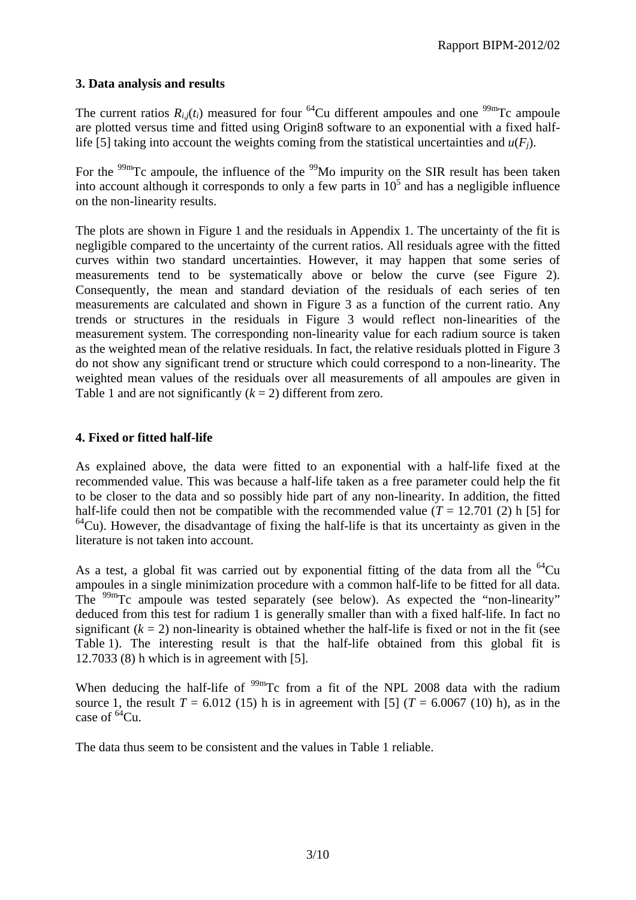## 3. Data analysis and results

The current ratios $R_{i,j}(t_i)$ measured for four $^{64}$Cu different ampoules and one $^{99m}$Tc ampoule are plotted versus time and fitted using Origin8 software to an exponential with a fixed half-life [5] taking into account the weights coming from the statistical uncertainties and $u(F_j)$.

For the $^{99m}$Tc ampoule, the influence of the $^{99}$Mo impurity on the SIR result has been taken into account although it corresponds to only a few parts in $10^5$ and has a negligible influence on the non-linearity results.

The plots are shown in Figure 1 and the residuals in Appendix 1. The uncertainty of the fit is negligible compared to the uncertainty of the current ratios. All residuals agree with the fitted curves within two standard uncertainties. However, it may happen that some series of measurements tend to be systematically above or below the curve (see Figure 2). Consequently, the mean and standard deviation of the residuals of each series of ten measurements are calculated and shown in Figure 3 as a function of the current ratio. Any trends or structures in the residuals in Figure 3 would reflect non-linearities of the measurement system. The corresponding non-linearity value for each radium source is taken as the weighted mean of the relative residuals. In fact, the relative residuals plotted in Figure 3 do not show any significant trend or structure which could correspond to a non-linearity. The weighted mean values of the residuals over all measurements of all ampoules are given in Table 1 and are not significantly ($k$ = 2) different from zero.

## 4. Fixed or fitted half-life

As explained above, the data were fitted to an exponential with a half-life fixed at the recommended value. This was because a half-life taken as a free parameter could help the fit to be closer to the data and so possibly hide part of any non-linearity. In addition, the fitted half-life could then not be compatible with the recommended value ($T$ = 12.701 (2) h [5] for $^{64}$Cu). However, the disadvantage of fixing the half-life is that its uncertainty as given in the literature is not taken into account.

As a test, a global fit was carried out by exponential fitting of the data from all the $^{64}$Cu ampoules in a single minimization procedure with a common half-life to be fitted for all data. The $^{99m}$Tc ampoule was tested separately (see below). As expected the "non-linearity" deduced from this test for radium 1 is generally smaller than with a fixed half-life. In fact no significant ($k$ = 2) non-linearity is obtained whether the half-life is fixed or not in the fit (see Table 1). The interesting result is that the half-life obtained from this global fit is 12.7033 (8) h which is in agreement with [5].

When deducing the half-life of $^{99m}$Tc from a fit of the NPL 2008 data with the radium source 1, the result $T$ = 6.012 (15) h is in agreement with [5] ($T$ = 6.0067 (10) h), as in the case of $^{64}$Cu.

The data thus seem to be consistent and the values in Table 1 reliable.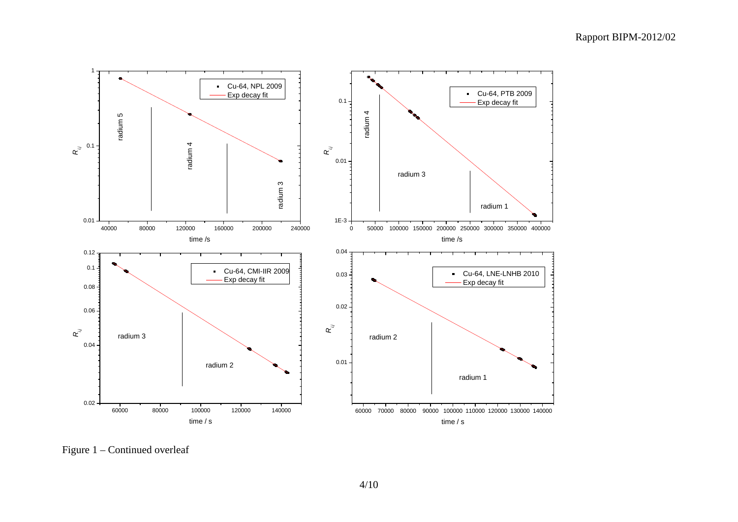Figure 1 – Continued overleaf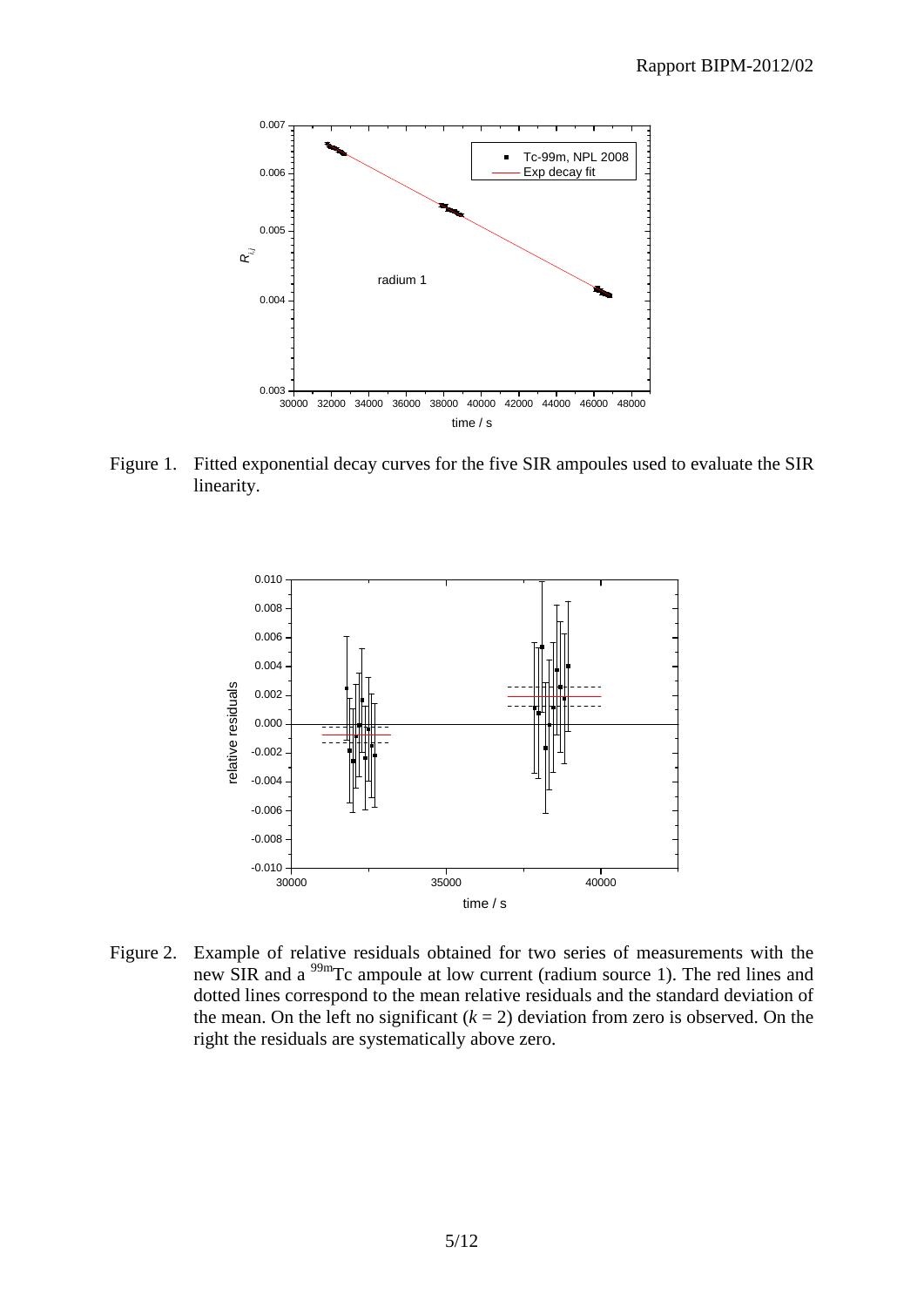Figure 1. Fitted exponential decay curves for the five SIR ampoules used to evaluate the SIR linearity.

Figure 2. Example of relative residuals obtained for two series of measurements with the new SIR and a $^{99m}$Tc ampoule at low current (radium source 1). The red lines and dotted lines correspond to the mean relative residuals and the standard deviation of the mean. On the left no significant ($k = 2$) deviation from zero is observed. On the right the residuals are systematically above zero.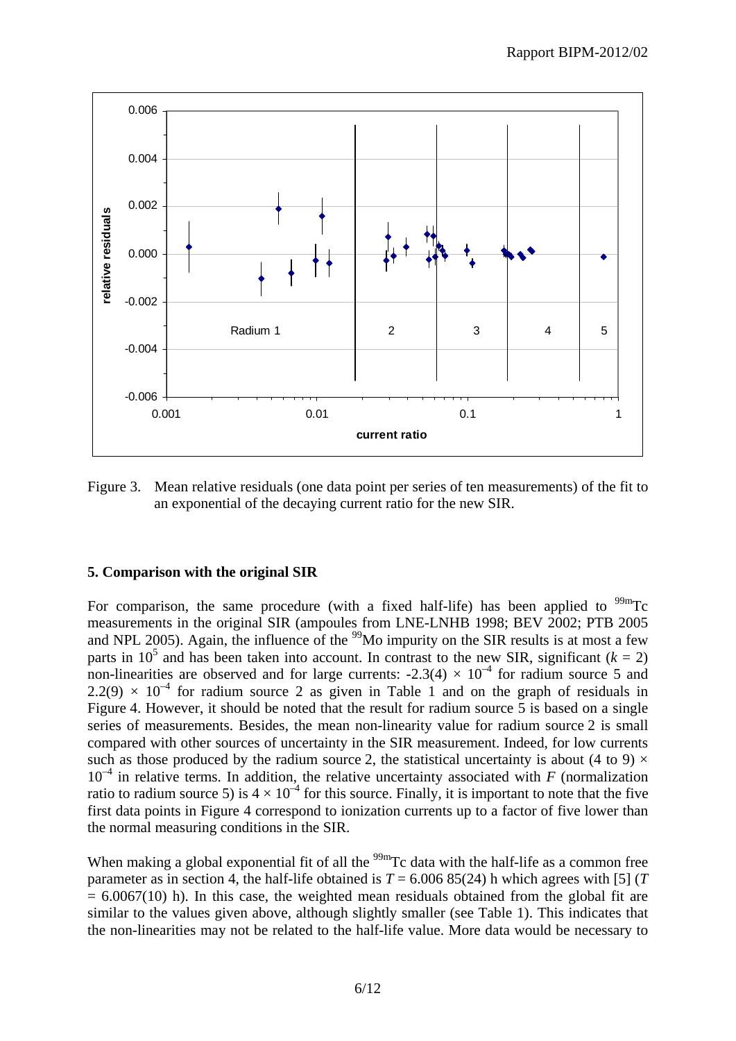Figure 3. Mean relative residuals (one data point per series of ten measurements) of the fit to an exponential of the decaying current ratio for the new SIR.

## 5. Comparison with the original SIR

For comparison, the same procedure (with a fixed half-life) has been applied to $^{99m}$Tc measurements in the original SIR (ampoules from LNE-LNHB 1998; BEV 2002; PTB 2005 and NPL 2005). Again, the influence of the $^{99}$Mo impurity on the SIR results is at most a few parts in $10^5$ and has been taken into account. In contrast to the new SIR, significant ($k = 2$) non-linearities are observed and for large currents: $-2.3(4) \times 10^{-4}$ for radium source 5 and $2.2(9) \times 10^{-4}$ for radium source 2 as given in Table 1 and on the graph of residuals in Figure 4. However, it should be noted that the result for radium source 5 is based on a single series of measurements. Besides, the mean non-linearity value for radium source 2 is small compared with other sources of uncertainty in the SIR measurement. Indeed, for low currents such as those produced by the radium source 2, the statistical uncertainty is about (4 to 9) $\times$ $10^{-4}$ in relative terms. In addition, the relative uncertainty associated with $F$ (normalization ratio to radium source 5) is $4 \times 10^{-4}$ for this source. Finally, it is important to note that the five first data points in Figure 4 correspond to ionization currents up to a factor of five lower than the normal measuring conditions in the SIR.

When making a global exponential fit of all the $^{99m}$Tc data with the half-life as a common free parameter as in section 4, the half-life obtained is $T = 6.006\ 85(24)$ h which agrees with [5] ($T = 6.0067(10)$ h). In this case, the weighted mean residuals obtained from the global fit are similar to the values given above, although slightly smaller (see Table 1). This indicates that the non-linearities may not be related to the half-life value. More data would be necessary to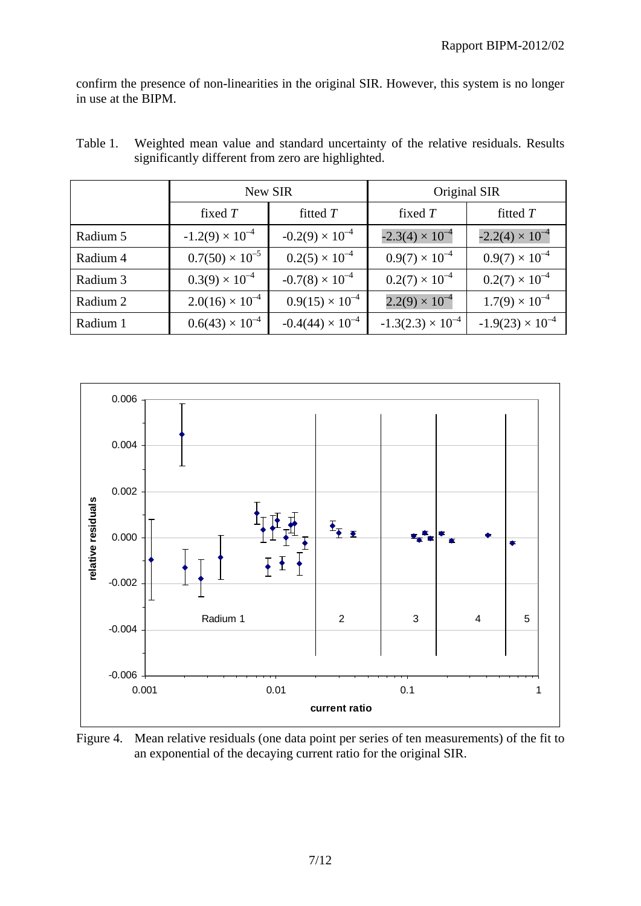confirm the presence of non-linearities in the original SIR. However, this system is no longer in use at the BIPM.

Table 1. Weighted mean value and standard uncertainty of the relative residuals. Results significantly different from zero are highlighted.

| | New SIR | | Original SIR | |
|---|---|---|---|---|
| | fixed $T$ | fitted $T$ | fixed $T$ | fitted $T$ |
| Radium 5 | $-1.2(9) \times 10^{-4}$ | $-0.2(9) \times 10^{-4}$ | $-2.3(4) \times 10^{-4}$ | $-2.2(4) \times 10^{-4}$ |
| Radium 4 | $0.7(50) \times 10^{-5}$ | $0.2(5) \times 10^{-4}$ | $0.9(7) \times 10^{-4}$ | $0.9(7) \times 10^{-4}$ |
| Radium 3 | $0.3(9) \times 10^{-4}$ | $-0.7(8) \times 10^{-4}$ | $0.2(7) \times 10^{-4}$ | $0.2(7) \times 10^{-4}$ |
| Radium 2 | $2.0(16) \times 10^{-4}$ | $0.9(15) \times 10^{-4}$ | $2.2(9) \times 10^{-4}$ | $1.7(9) \times 10^{-4}$ |
| Radium 1 | $0.6(43) \times 10^{-4}$ | $-0.4(44) \times 10^{-4}$ | $-1.3(2.3) \times 10^{-4}$ | $-1.9(23) \times 10^{-4}$ |

Figure 4. Mean relative residuals (one data point per series of ten measurements) of the fit to an exponential of the decaying current ratio for the original SIR.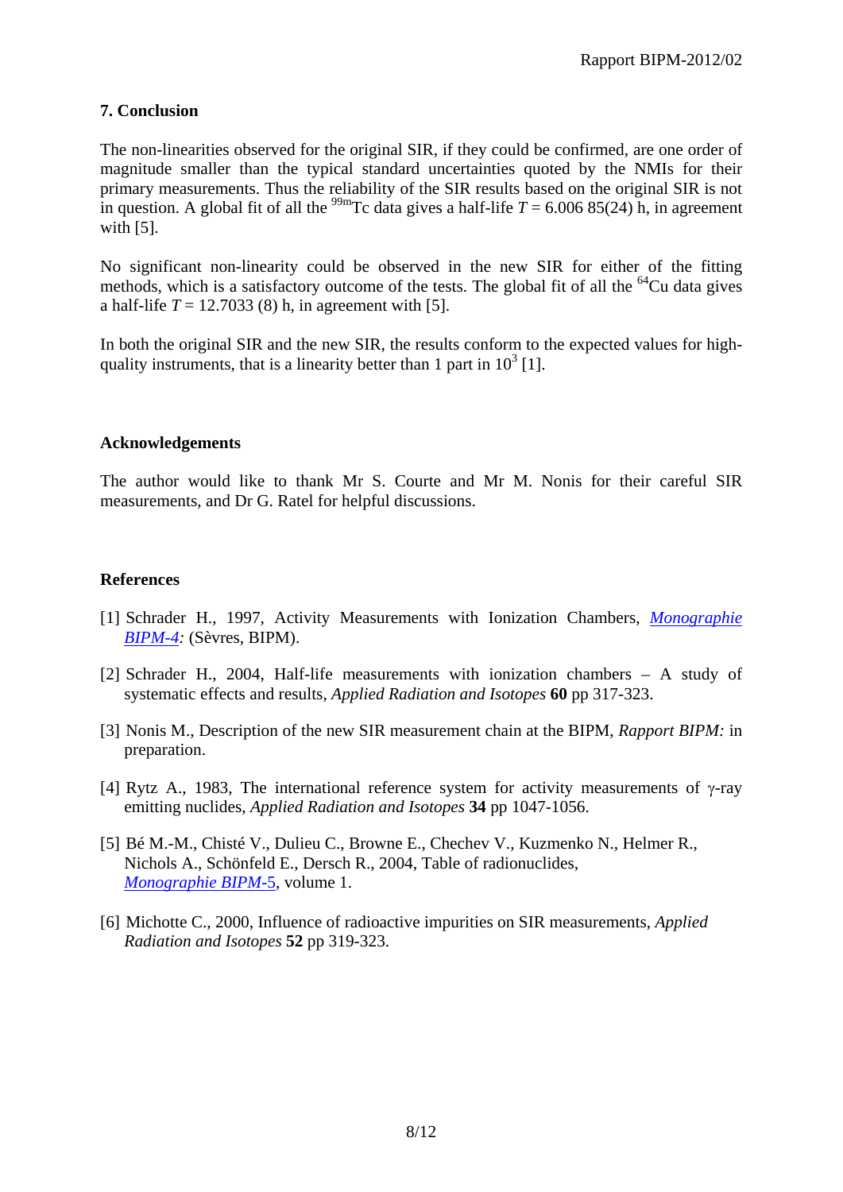## 7. Conclusion

The non-linearities observed for the original SIR, if they could be confirmed, are one order of magnitude smaller than the typical standard uncertainties quoted by the NMIs for their primary measurements. Thus the reliability of the SIR results based on the original SIR is not in question. A global fit of all the $^{99m}$Tc data gives a half-life $T$ = 6.006 85(24) h, in agreement with [5].

No significant non-linearity could be observed in the new SIR for either of the fitting methods, which is a satisfactory outcome of the tests. The global fit of all the $^{64}$Cu data gives a half-life $T$ = 12.7033 (8) h, in agreement with [5].

In both the original SIR and the new SIR, the results conform to the expected values for high-quality instruments, that is a linearity better than 1 part in $10^3$ [1].

## Acknowledgements

The author would like to thank Mr S. Courte and Mr M. Nonis for their careful SIR measurements, and Dr G. Ratel for helpful discussions.

## References

[1] Schrader H., 1997, Activity Measurements with Ionization Chambers, *Monographie BIPM-4:* (Sèvres, BIPM).

[2] Schrader H., 2004, Half-life measurements with ionization chambers – A study of systematic effects and results, *Applied Radiation and Isotopes* **60** pp 317-323.

[3] Nonis M., Description of the new SIR measurement chain at the BIPM, *Rapport BIPM:* in preparation.

[4] Rytz A., 1983, The international reference system for activity measurements of γ-ray emitting nuclides, *Applied Radiation and Isotopes* **34** pp 1047-1056.

[5] Bé M.-M., Chisté V., Dulieu C., Browne E., Chechev V., Kuzmenko N., Helmer R., Nichols A., Schönfeld E., Dersch R., 2004, Table of radionuclides, *Monographie BIPM-5*, volume 1.

[6] Michotte C., 2000, Influence of radioactive impurities on SIR measurements, *Applied Radiation and Isotopes* **52** pp 319-323.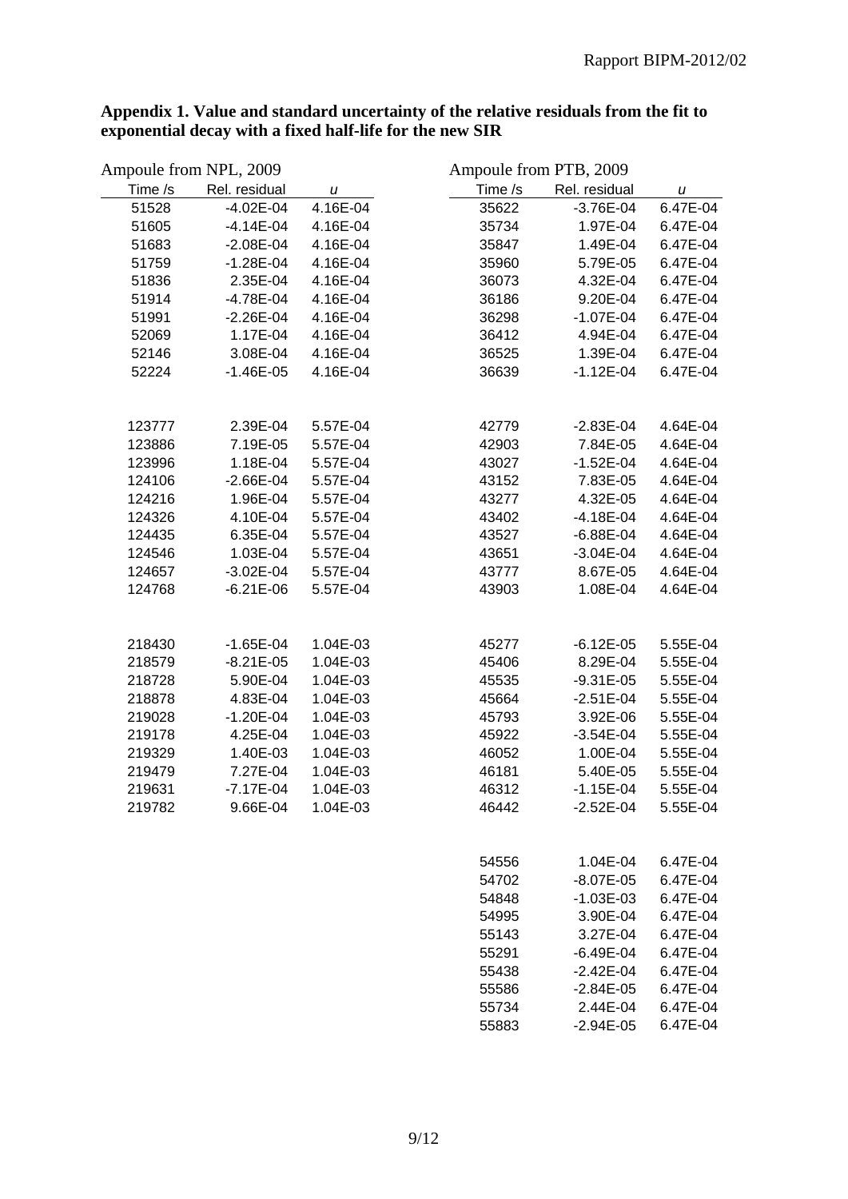**Appendix 1. Value and standard uncertainty of the relative residuals from the fit to exponential decay with a fixed half-life for the new SIR**

Ampoule from NPL, 2009

| Time /s | Rel. residual | *u* |
|---|---|---|
| 51528 | -4.02E-04 | 4.16E-04 |
| 51605 | -4.14E-04 | 4.16E-04 |
| 51683 | -2.08E-04 | 4.16E-04 |
| 51759 | -1.28E-04 | 4.16E-04 |
| 51836 | 2.35E-04 | 4.16E-04 |
| 51914 | -4.78E-04 | 4.16E-04 |
| 51991 | -2.26E-04 | 4.16E-04 |
| 52069 | 1.17E-04 | 4.16E-04 |
| 52146 | 3.08E-04 | 4.16E-04 |
| 52224 | -1.46E-05 | 4.16E-04 |
| | | |
| 123777 | 2.39E-04 | 5.57E-04 |
| 123886 | 7.19E-05 | 5.57E-04 |
| 123996 | 1.18E-04 | 5.57E-04 |
| 124106 | -2.66E-04 | 5.57E-04 |
| 124216 | 1.96E-04 | 5.57E-04 |
| 124326 | 4.10E-04 | 5.57E-04 |
| 124435 | 6.35E-04 | 5.57E-04 |
| 124546 | 1.03E-04 | 5.57E-04 |
| 124657 | -3.02E-04 | 5.57E-04 |
| 124768 | -6.21E-06 | 5.57E-04 |
| | | |
| 218430 | -1.65E-04 | 1.04E-03 |
| 218579 | -8.21E-05 | 1.04E-03 |
| 218728 | 5.90E-04 | 1.04E-03 |
| 218878 | 4.83E-04 | 1.04E-03 |
| 219028 | -1.20E-04 | 1.04E-03 |
| 219178 | 4.25E-04 | 1.04E-03 |
| 219329 | 1.40E-03 | 1.04E-03 |
| 219479 | 7.27E-04 | 1.04E-03 |
| 219631 | -7.17E-04 | 1.04E-03 |
| 219782 | 9.66E-04 | 1.04E-03 |

Ampoule from PTB, 2009

| Time /s | Rel. residual | *u* |
|---|---|---|
| 35622 | -3.76E-04 | 6.47E-04 |
| 35734 | 1.97E-04 | 6.47E-04 |
| 35847 | 1.49E-04 | 6.47E-04 |
| 35960 | 5.79E-05 | 6.47E-04 |
| 36073 | 4.32E-04 | 6.47E-04 |
| 36186 | 9.20E-04 | 6.47E-04 |
| 36298 | -1.07E-04 | 6.47E-04 |
| 36412 | 4.94E-04 | 6.47E-04 |
| 36525 | 1.39E-04 | 6.47E-04 |
| 36639 | -1.12E-04 | 6.47E-04 |
| | | |
| 42779 | -2.83E-04 | 4.64E-04 |
| 42903 | 7.84E-05 | 4.64E-04 |
| 43027 | -1.52E-04 | 4.64E-04 |
| 43152 | 7.83E-05 | 4.64E-04 |
| 43277 | 4.32E-05 | 4.64E-04 |
| 43402 | -4.18E-04 | 4.64E-04 |
| 43527 | -6.88E-04 | 4.64E-04 |
| 43651 | -3.04E-04 | 4.64E-04 |
| 43777 | 8.67E-05 | 4.64E-04 |
| 43903 | 1.08E-04 | 4.64E-04 |
| | | |
| 45277 | -6.12E-05 | 5.55E-04 |
| 45406 | 8.29E-04 | 5.55E-04 |
| 45535 | -9.31E-05 | 5.55E-04 |
| 45664 | -2.51E-04 | 5.55E-04 |
| 45793 | 3.92E-06 | 5.55E-04 |
| 45922 | -3.54E-04 | 5.55E-04 |
| 46052 | 1.00E-04 | 5.55E-04 |
| 46181 | 5.40E-05 | 5.55E-04 |
| 46312 | -1.15E-04 | 5.55E-04 |
| 46442 | -2.52E-04 | 5.55E-04 |
| | | |
| 54556 | 1.04E-04 | 6.47E-04 |
| 54702 | -8.07E-05 | 6.47E-04 |
| 54848 | -1.03E-03 | 6.47E-04 |
| 54995 | 3.90E-04 | 6.47E-04 |
| 55143 | 3.27E-04 | 6.47E-04 |
| 55291 | -6.49E-04 | 6.47E-04 |
| 55438 | -2.42E-04 | 6.47E-04 |
| 55586 | -2.84E-05 | 6.47E-04 |
| 55734 | 2.44E-04 | 6.47E-04 |
| 55883 | -2.94E-05 | 6.47E-04 |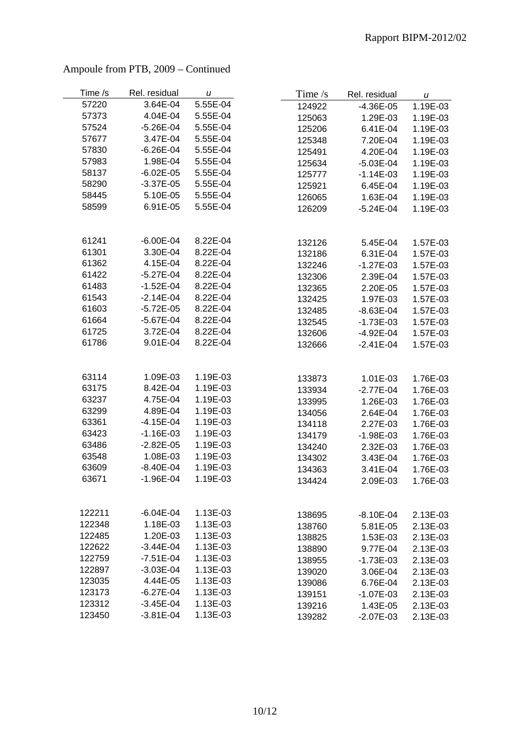Ampoule from PTB, 2009 – Continued

| Time /s | Rel. residual | $u$ |
|---|---|---|
| 57220 | 3.64E-04 | 5.55E-04 |
| 57373 | 4.04E-04 | 5.55E-04 |
| 57524 | -5.26E-04 | 5.55E-04 |
| 57677 | 3.47E-04 | 5.55E-04 |
| 57830 | -6.26E-04 | 5.55E-04 |
| 57983 | 1.98E-04 | 5.55E-04 |
| 58137 | -6.02E-05 | 5.55E-04 |
| 58290 | -3.37E-05 | 5.55E-04 |
| 58445 | 5.10E-05 | 5.55E-04 |
| 58599 | 6.91E-05 | 5.55E-04 |
| | | |
| 61241 | -6.00E-04 | 8.22E-04 |
| 61301 | 3.30E-04 | 8.22E-04 |
| 61362 | 4.15E-04 | 8.22E-04 |
| 61422 | -5.27E-04 | 8.22E-04 |
| 61483 | -1.52E-04 | 8.22E-04 |
| 61543 | -2.14E-04 | 8.22E-04 |
| 61603 | -5.72E-05 | 8.22E-04 |
| 61664 | -5.67E-04 | 8.22E-04 |
| 61725 | 3.72E-04 | 8.22E-04 |
| 61786 | 9.01E-04 | 8.22E-04 |
| | | |
| 63114 | 1.09E-03 | 1.19E-03 |
| 63175 | 8.42E-04 | 1.19E-03 |
| 63237 | 4.75E-04 | 1.19E-03 |
| 63299 | 4.89E-04 | 1.19E-03 |
| 63361 | -4.15E-04 | 1.19E-03 |
| 63423 | -1.16E-03 | 1.19E-03 |
| 63486 | -2.82E-05 | 1.19E-03 |
| 63548 | 1.08E-03 | 1.19E-03 |
| 63609 | -8.40E-04 | 1.19E-03 |
| 63671 | -1.96E-04 | 1.19E-03 |
| | | |
| 122211 | -6.04E-04 | 1.13E-03 |
| 122348 | 1.18E-03 | 1.13E-03 |
| 122485 | 1.20E-03 | 1.13E-03 |
| 122622 | -3.44E-04 | 1.13E-03 |
| 122759 | -7.51E-04 | 1.13E-03 |
| 122897 | -3.03E-04 | 1.13E-03 |
| 123035 | 4.44E-05 | 1.13E-03 |
| 123173 | -6.27E-04 | 1.13E-03 |
| 123312 | -3.45E-04 | 1.13E-03 |
| 123450 | -3.81E-04 | 1.13E-03 |

| Time /s | Rel. residual | $u$ |
|---|---|---|
| 124922 | -4.36E-05 | 1.19E-03 |
| 125063 | 1.29E-03 | 1.19E-03 |
| 125206 | 6.41E-04 | 1.19E-03 |
| 125348 | 7.20E-04 | 1.19E-03 |
| 125491 | 4.20E-04 | 1.19E-03 |
| 125634 | -5.03E-04 | 1.19E-03 |
| 125777 | -1.14E-03 | 1.19E-03 |
| 125921 | 6.45E-04 | 1.19E-03 |
| 126065 | 1.63E-04 | 1.19E-03 |
| 126209 | -5.24E-04 | 1.19E-03 |
| | | |
| 132126 | 5.45E-04 | 1.57E-03 |
| 132186 | 6.31E-04 | 1.57E-03 |
| 132246 | -1.27E-03 | 1.57E-03 |
| 132306 | 2.39E-04 | 1.57E-03 |
| 132365 | 2.20E-05 | 1.57E-03 |
| 132425 | 1.97E-03 | 1.57E-03 |
| 132485 | -8.63E-04 | 1.57E-03 |
| 132545 | -1.73E-03 | 1.57E-03 |
| 132606 | -4.92E-04 | 1.57E-03 |
| 132666 | -2.41E-04 | 1.57E-03 |
| | | |
| 133873 | 1.01E-03 | 1.76E-03 |
| 133934 | -2.77E-04 | 1.76E-03 |
| 133995 | 1.26E-03 | 1.76E-03 |
| 134056 | 2.64E-04 | 1.76E-03 |
| 134118 | 2.27E-03 | 1.76E-03 |
| 134179 | -1.98E-03 | 1.76E-03 |
| 134240 | 2.32E-03 | 1.76E-03 |
| 134302 | 3.43E-04 | 1.76E-03 |
| 134363 | 3.41E-04 | 1.76E-03 |
| 134424 | 2.09E-03 | 1.76E-03 |
| | | |
| 138695 | -8.10E-04 | 2.13E-03 |
| 138760 | 5.81E-05 | 2.13E-03 |
| 138825 | 1.53E-03 | 2.13E-03 |
| 138890 | 9.77E-04 | 2.13E-03 |
| 138955 | -1.73E-03 | 2.13E-03 |
| 139020 | 3.06E-04 | 2.13E-03 |
| 139086 | 6.76E-04 | 2.13E-03 |
| 139151 | -1.07E-03 | 2.13E-03 |
| 139216 | 1.43E-05 | 2.13E-03 |
| 139282 | -2.07E-03 | 2.13E-03 |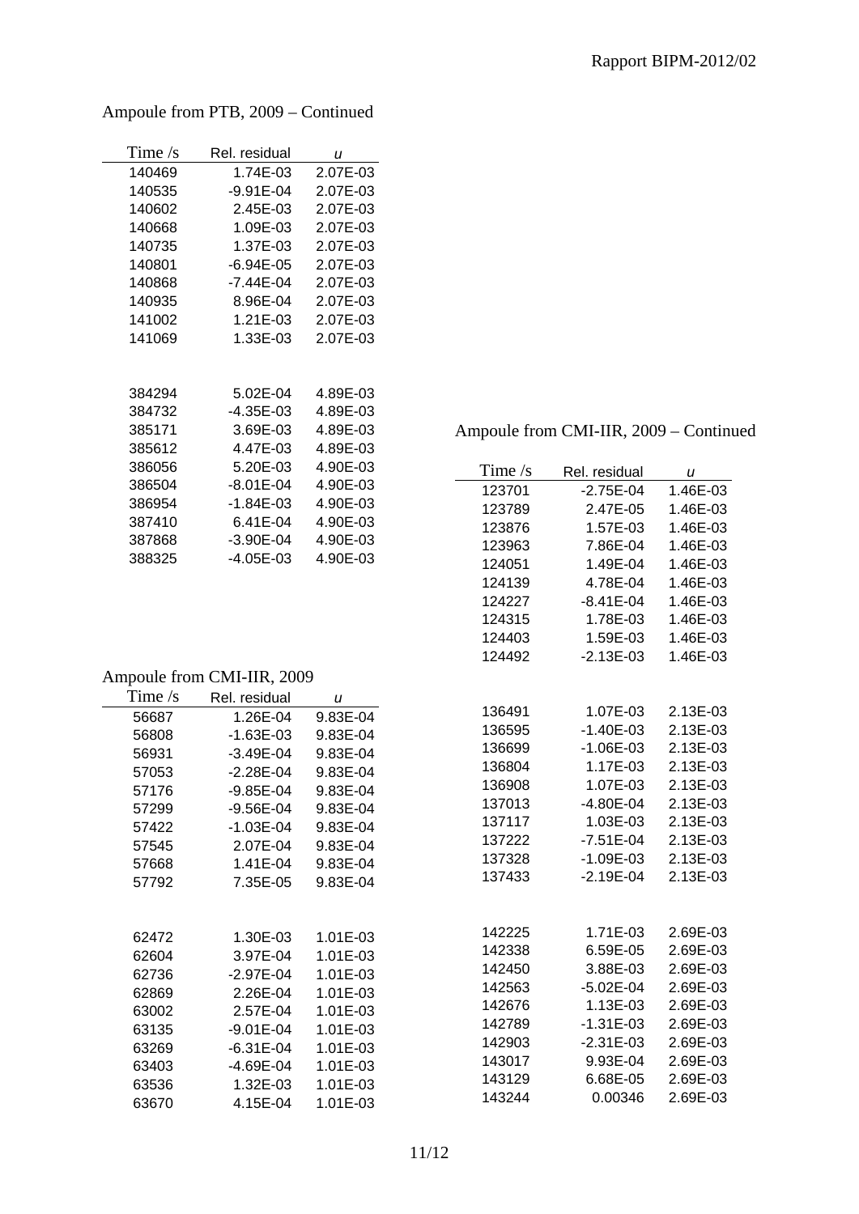## Ampoule from PTB, 2009 – Continued

| Time /s | Rel. residual | *u* |
|---|---|---|
| 140469 | 1.74E-03 | 2.07E-03 |
| 140535 | -9.91E-04 | 2.07E-03 |
| 140602 | 2.45E-03 | 2.07E-03 |
| 140668 | 1.09E-03 | 2.07E-03 |
| 140735 | 1.37E-03 | 2.07E-03 |
| 140801 | -6.94E-05 | 2.07E-03 |
| 140868 | -7.44E-04 | 2.07E-03 |
| 140935 | 8.96E-04 | 2.07E-03 |
| 141002 | 1.21E-03 | 2.07E-03 |
| 141069 | 1.33E-03 | 2.07E-03 |
| | | |
| 384294 | 5.02E-04 | 4.89E-03 |
| 384732 | -4.35E-03 | 4.89E-03 |
| 385171 | 3.69E-03 | 4.89E-03 |
| 385612 | 4.47E-03 | 4.89E-03 |
| 386056 | 5.20E-03 | 4.90E-03 |
| 386504 | -8.01E-04 | 4.90E-03 |
| 386954 | -1.84E-03 | 4.90E-03 |
| 387410 | 6.41E-04 | 4.90E-03 |
| 387868 | -3.90E-04 | 4.90E-03 |
| 388325 | -4.05E-03 | 4.90E-03 |

## Ampoule from CMI-IIR, 2009

| Time /s | Rel. residual | *u* |
|---|---|---|
| 56687 | 1.26E-04 | 9.83E-04 |
| 56808 | -1.63E-03 | 9.83E-04 |
| 56931 | -3.49E-04 | 9.83E-04 |
| 57053 | -2.28E-04 | 9.83E-04 |
| 57176 | -9.85E-04 | 9.83E-04 |
| 57299 | -9.56E-04 | 9.83E-04 |
| 57422 | -1.03E-04 | 9.83E-04 |
| 57545 | 2.07E-04 | 9.83E-04 |
| 57668 | 1.41E-04 | 9.83E-04 |
| 57792 | 7.35E-05 | 9.83E-04 |
| | | |
| 62472 | 1.30E-03 | 1.01E-03 |
| 62604 | 3.97E-04 | 1.01E-03 |
| 62736 | -2.97E-04 | 1.01E-03 |
| 62869 | 2.26E-04 | 1.01E-03 |
| 63002 | 2.57E-04 | 1.01E-03 |
| 63135 | -9.01E-04 | 1.01E-03 |
| 63269 | -6.31E-04 | 1.01E-03 |
| 63403 | -4.69E-04 | 1.01E-03 |
| 63536 | 1.32E-03 | 1.01E-03 |
| 63670 | 4.15E-04 | 1.01E-03 |

## Ampoule from CMI-IIR, 2009 – Continued

| Time /s | Rel. residual | *u* |
|---|---|---|
| 123701 | -2.75E-04 | 1.46E-03 |
| 123789 | 2.47E-05 | 1.46E-03 |
| 123876 | 1.57E-03 | 1.46E-03 |
| 123963 | 7.86E-04 | 1.46E-03 |
| 124051 | 1.49E-04 | 1.46E-03 |
| 124139 | 4.78E-04 | 1.46E-03 |
| 124227 | -8.41E-04 | 1.46E-03 |
| 124315 | 1.78E-03 | 1.46E-03 |
| 124403 | 1.59E-03 | 1.46E-03 |
| 124492 | -2.13E-03 | 1.46E-03 |
| | | |
| 136491 | 1.07E-03 | 2.13E-03 |
| 136595 | -1.40E-03 | 2.13E-03 |
| 136699 | -1.06E-03 | 2.13E-03 |
| 136804 | 1.17E-03 | 2.13E-03 |
| 136908 | 1.07E-03 | 2.13E-03 |
| 137013 | -4.80E-04 | 2.13E-03 |
| 137117 | 1.03E-03 | 2.13E-03 |
| 137222 | -7.51E-04 | 2.13E-03 |
| 137328 | -1.09E-03 | 2.13E-03 |
| 137433 | -2.19E-04 | 2.13E-03 |
| | | |
| 142225 | 1.71E-03 | 2.69E-03 |
| 142338 | 6.59E-05 | 2.69E-03 |
| 142450 | 3.88E-03 | 2.69E-03 |
| 142563 | -5.02E-04 | 2.69E-03 |
| 142676 | 1.13E-03 | 2.69E-03 |
| 142789 | -1.31E-03 | 2.69E-03 |
| 142903 | -2.31E-03 | 2.69E-03 |
| 143017 | 9.93E-04 | 2.69E-03 |
| 143129 | 6.68E-05 | 2.69E-03 |
| 143244 | 0.00346 | 2.69E-03 |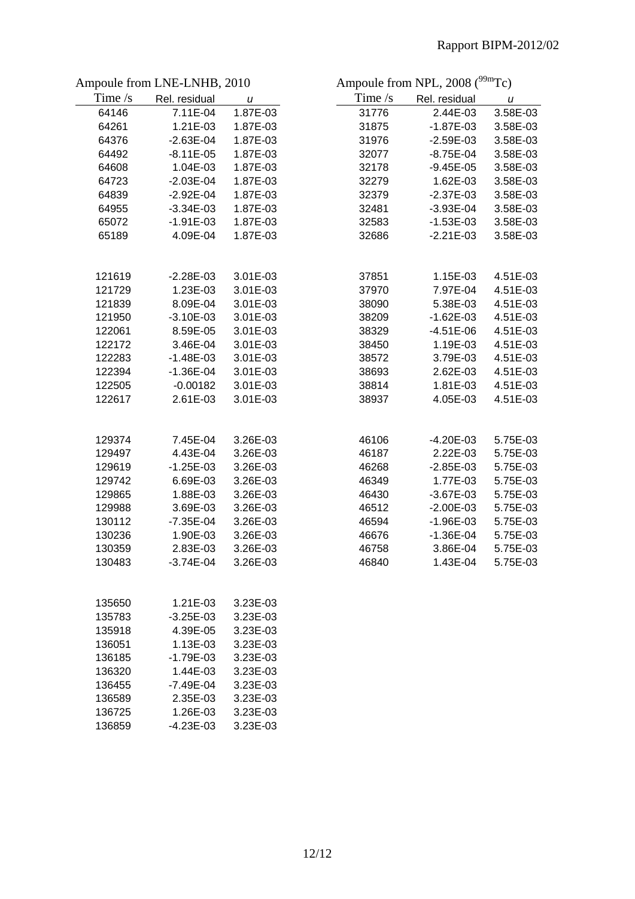Ampoule from LNE-LNHB, 2010

| Time /s | Rel. residual | *u* |
|---|---|---|
| 64146 | 7.11E-04 | 1.87E-03 |
| 64261 | 1.21E-03 | 1.87E-03 |
| 64376 | -2.63E-04 | 1.87E-03 |
| 64492 | -8.11E-05 | 1.87E-03 |
| 64608 | 1.04E-03 | 1.87E-03 |
| 64723 | -2.03E-04 | 1.87E-03 |
| 64839 | -2.92E-04 | 1.87E-03 |
| 64955 | -3.34E-03 | 1.87E-03 |
| 65072 | -1.91E-03 | 1.87E-03 |
| 65189 | 4.09E-04 | 1.87E-03 |
| | | |
| 121619 | -2.28E-03 | 3.01E-03 |
| 121729 | 1.23E-03 | 3.01E-03 |
| 121839 | 8.09E-04 | 3.01E-03 |
| 121950 | -3.10E-03 | 3.01E-03 |
| 122061 | 8.59E-05 | 3.01E-03 |
| 122172 | 3.46E-04 | 3.01E-03 |
| 122283 | -1.48E-03 | 3.01E-03 |
| 122394 | -1.36E-04 | 3.01E-03 |
| 122505 | -0.00182 | 3.01E-03 |
| 122617 | 2.61E-03 | 3.01E-03 |
| | | |
| 129374 | 7.45E-04 | 3.26E-03 |
| 129497 | 4.43E-04 | 3.26E-03 |
| 129619 | -1.25E-03 | 3.26E-03 |
| 129742 | 6.69E-03 | 3.26E-03 |
| 129865 | 1.88E-03 | 3.26E-03 |
| 129988 | 3.69E-03 | 3.26E-03 |
| 130112 | -7.35E-04 | 3.26E-03 |
| 130236 | 1.90E-03 | 3.26E-03 |
| 130359 | 2.83E-03 | 3.26E-03 |
| 130483 | -3.74E-04 | 3.26E-03 |
| | | |
| 135650 | 1.21E-03 | 3.23E-03 |
| 135783 | -3.25E-03 | 3.23E-03 |
| 135918 | 4.39E-05 | 3.23E-03 |
| 136051 | 1.13E-03 | 3.23E-03 |
| 136185 | -1.79E-03 | 3.23E-03 |
| 136320 | 1.44E-03 | 3.23E-03 |
| 136455 | -7.49E-04 | 3.23E-03 |
| 136589 | 2.35E-03 | 3.23E-03 |
| 136725 | 1.26E-03 | 3.23E-03 |
| 136859 | -4.23E-03 | 3.23E-03 |

Ampoule from NPL, 2008 ($^{99m}$Tc)

| Time /s | Rel. residual | *u* |
|---|---|---|
| 31776 | 2.44E-03 | 3.58E-03 |
| 31875 | -1.87E-03 | 3.58E-03 |
| 31976 | -2.59E-03 | 3.58E-03 |
| 32077 | -8.75E-04 | 3.58E-03 |
| 32178 | -9.45E-05 | 3.58E-03 |
| 32279 | 1.62E-03 | 3.58E-03 |
| 32379 | -2.37E-03 | 3.58E-03 |
| 32481 | -3.93E-04 | 3.58E-03 |
| 32583 | -1.53E-03 | 3.58E-03 |
| 32686 | -2.21E-03 | 3.58E-03 |
| | | |
| 37851 | 1.15E-03 | 4.51E-03 |
| 37970 | 7.97E-04 | 4.51E-03 |
| 38090 | 5.38E-03 | 4.51E-03 |
| 38209 | -1.62E-03 | 4.51E-03 |
| 38329 | -4.51E-06 | 4.51E-03 |
| 38450 | 1.19E-03 | 4.51E-03 |
| 38572 | 3.79E-03 | 4.51E-03 |
| 38693 | 2.62E-03 | 4.51E-03 |
| 38814 | 1.81E-03 | 4.51E-03 |
| 38937 | 4.05E-03 | 4.51E-03 |
| | | |
| 46106 | -4.20E-03 | 5.75E-03 |
| 46187 | 2.22E-03 | 5.75E-03 |
| 46268 | -2.85E-03 | 5.75E-03 |
| 46349 | 1.77E-03 | 5.75E-03 |
| 46430 | -3.67E-03 | 5.75E-03 |
| 46512 | -2.00E-03 | 5.75E-03 |
| 46594 | -1.96E-03 | 5.75E-03 |
| 46676 | -1.36E-04 | 5.75E-03 |
| 46758 | 3.86E-04 | 5.75E-03 |
| 46840 | 1.43E-04 | 5.75E-03 |